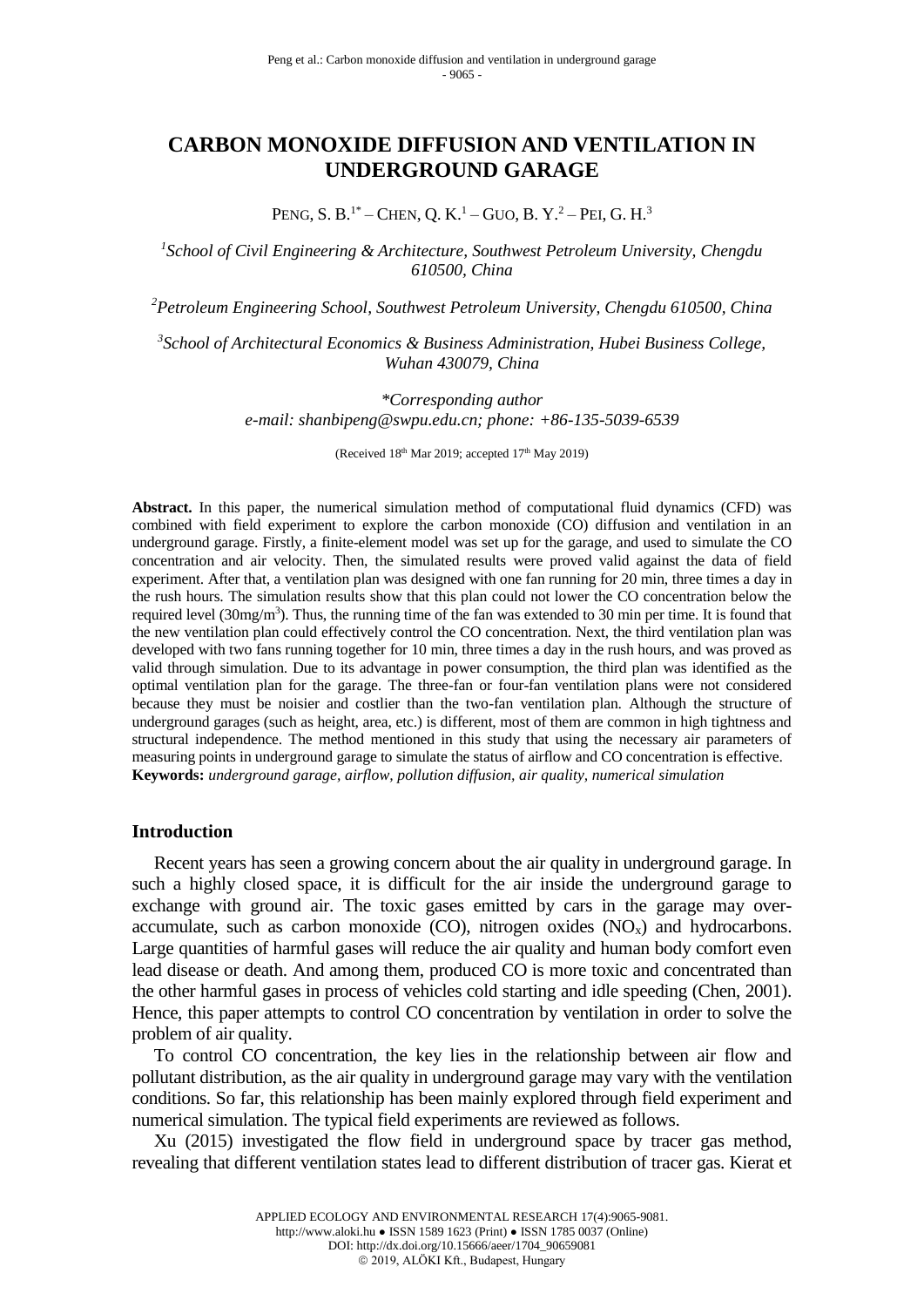# CARBON MONOXIDE DIFFUSION AND VENTILATION IN UNDERGROUND GARAGE

PENG, S. B.[1*] – CHEN, Q. K.[1] – GUO, B. Y.[2] – PEI, G. H.[3]

[1]*School of Civil Engineering & Architecture, Southwest Petroleum University, Chengdu 610500, China*

[2]*Petroleum Engineering School, Southwest Petroleum University, Chengdu 610500, China*

[3]*School of Architectural Economics & Business Administration, Hubei Business College, Wuhan 430079, China*

*\*Corresponding author*
*e-mail: shanbipeng@swpu.edu.cn; phone: +86-135-5039-6539*

(Received 18th Mar 2019; accepted 17th May 2019)

**Abstract.** In this paper, the numerical simulation method of computational fluid dynamics (CFD) was combined with field experiment to explore the carbon monoxide (CO) diffusion and ventilation in an underground garage. Firstly, a finite-element model was set up for the garage, and used to simulate the CO concentration and air velocity. Then, the simulated results were proved valid against the data of field experiment. After that, a ventilation plan was designed with one fan running for 20 min, three times a day in the rush hours. The simulation results show that this plan could not lower the CO concentration below the required level (30mg/m$^3$). Thus, the running time of the fan was extended to 30 min per time. It is found that the new ventilation plan could effectively control the CO concentration. Next, the third ventilation plan was developed with two fans running together for 10 min, three times a day in the rush hours, and was proved as valid through simulation. Due to its advantage in power consumption, the third plan was identified as the optimal ventilation plan for the garage. The three-fan or four-fan ventilation plans were not considered because they must be noisier and costlier than the two-fan ventilation plan. Although the structure of underground garages (such as height, area, etc.) is different, most of them are common in high tightness and structural independence. The method mentioned in this study that using the necessary air parameters of measuring points in underground garage to simulate the status of airflow and CO concentration is effective.
**Keywords:** *underground garage, airflow, pollution diffusion, air quality, numerical simulation*

## Introduction

Recent years has seen a growing concern about the air quality in underground garage. In such a highly closed space, it is difficult for the air inside the underground garage to exchange with ground air. The toxic gases emitted by cars in the garage may over-accumulate, such as carbon monoxide (CO), nitrogen oxides ($NO_x$) and hydrocarbons. Large quantities of harmful gases will reduce the air quality and human body comfort even lead disease or death. And among them, produced CO is more toxic and concentrated than the other harmful gases in process of vehicles cold starting and idle speeding (Chen, 2001). Hence, this paper attempts to control CO concentration by ventilation in order to solve the problem of air quality.

To control CO concentration, the key lies in the relationship between air flow and pollutant distribution, as the air quality in underground garage may vary with the ventilation conditions. So far, this relationship has been mainly explored through field experiment and numerical simulation. The typical field experiments are reviewed as follows.

Xu (2015) investigated the flow field in underground space by tracer gas method, revealing that different ventilation states lead to different distribution of tracer gas. Kierat et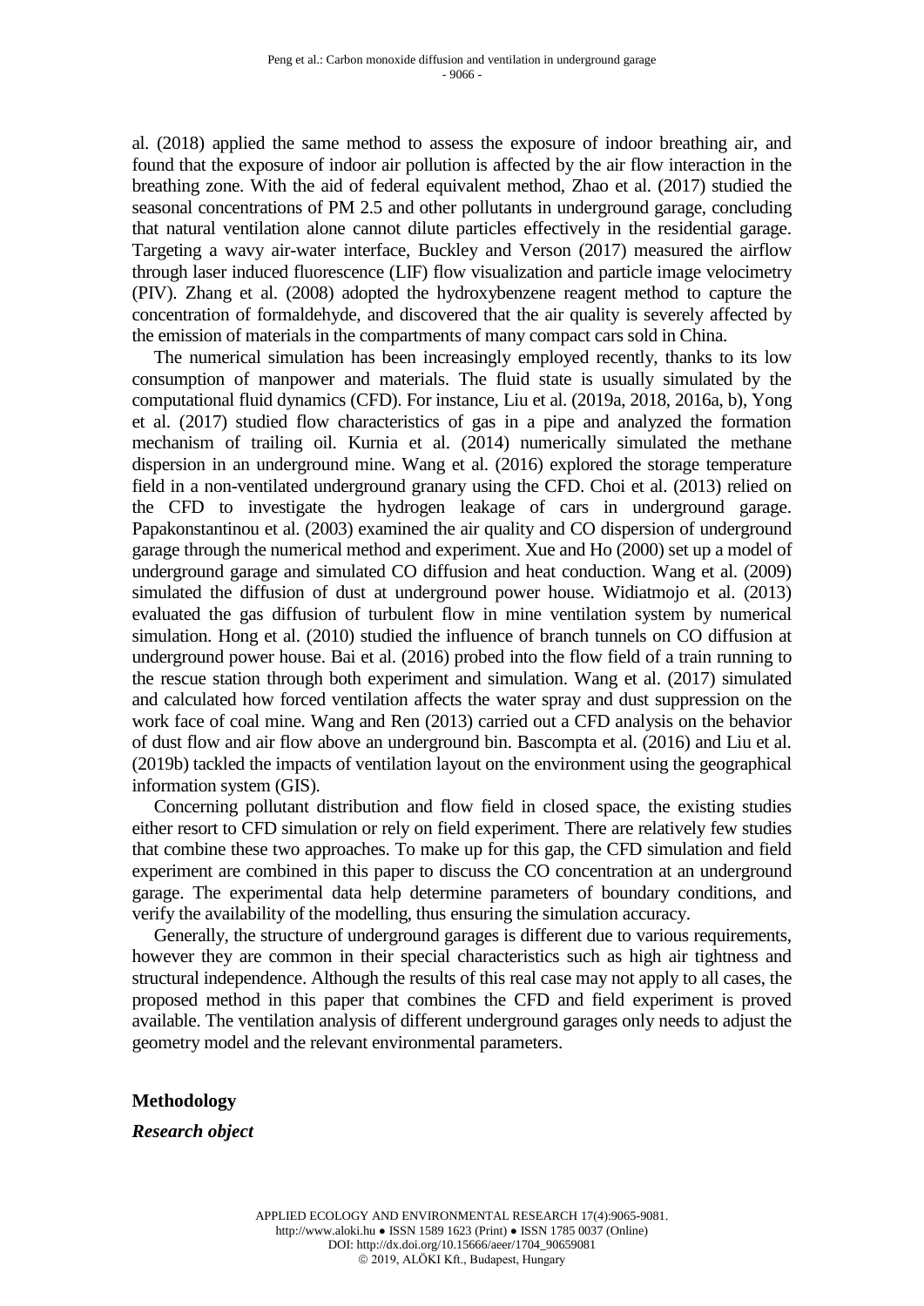al. (2018) applied the same method to assess the exposure of indoor breathing air, and found that the exposure of indoor air pollution is affected by the air flow interaction in the breathing zone. With the aid of federal equivalent method, Zhao et al. (2017) studied the seasonal concentrations of PM 2.5 and other pollutants in underground garage, concluding that natural ventilation alone cannot dilute particles effectively in the residential garage. Targeting a wavy air-water interface, Buckley and Verson (2017) measured the airflow through laser induced fluorescence (LIF) flow visualization and particle image velocimetry (PIV). Zhang et al. (2008) adopted the hydroxybenzene reagent method to capture the concentration of formaldehyde, and discovered that the air quality is severely affected by the emission of materials in the compartments of many compact cars sold in China.

The numerical simulation has been increasingly employed recently, thanks to its low consumption of manpower and materials. The fluid state is usually simulated by the computational fluid dynamics (CFD). For instance, Liu et al. (2019a, 2018, 2016a, b), Yong et al. (2017) studied flow characteristics of gas in a pipe and analyzed the formation mechanism of trailing oil. Kurnia et al. (2014) numerically simulated the methane dispersion in an underground mine. Wang et al. (2016) explored the storage temperature field in a non-ventilated underground granary using the CFD. Choi et al. (2013) relied on the CFD to investigate the hydrogen leakage of cars in underground garage. Papakonstantinou et al. (2003) examined the air quality and CO dispersion of underground garage through the numerical method and experiment. Xue and Ho (2000) set up a model of underground garage and simulated CO diffusion and heat conduction. Wang et al. (2009) simulated the diffusion of dust at underground power house. Widiatmojo et al. (2013) evaluated the gas diffusion of turbulent flow in mine ventilation system by numerical simulation. Hong et al. (2010) studied the influence of branch tunnels on CO diffusion at underground power house. Bai et al. (2016) probed into the flow field of a train running to the rescue station through both experiment and simulation. Wang et al. (2017) simulated and calculated how forced ventilation affects the water spray and dust suppression on the work face of coal mine. Wang and Ren (2013) carried out a CFD analysis on the behavior of dust flow and air flow above an underground bin. Bascompta et al. (2016) and Liu et al. (2019b) tackled the impacts of ventilation layout on the environment using the geographical information system (GIS).

Concerning pollutant distribution and flow field in closed space, the existing studies either resort to CFD simulation or rely on field experiment. There are relatively few studies that combine these two approaches. To make up for this gap, the CFD simulation and field experiment are combined in this paper to discuss the CO concentration at an underground garage. The experimental data help determine parameters of boundary conditions, and verify the availability of the modelling, thus ensuring the simulation accuracy.

Generally, the structure of underground garages is different due to various requirements, however they are common in their special characteristics such as high air tightness and structural independence. Although the results of this real case may not apply to all cases, the proposed method in this paper that combines the CFD and field experiment is proved available. The ventilation analysis of different underground garages only needs to adjust the geometry model and the relevant environmental parameters.

## Methodology

### *Research object*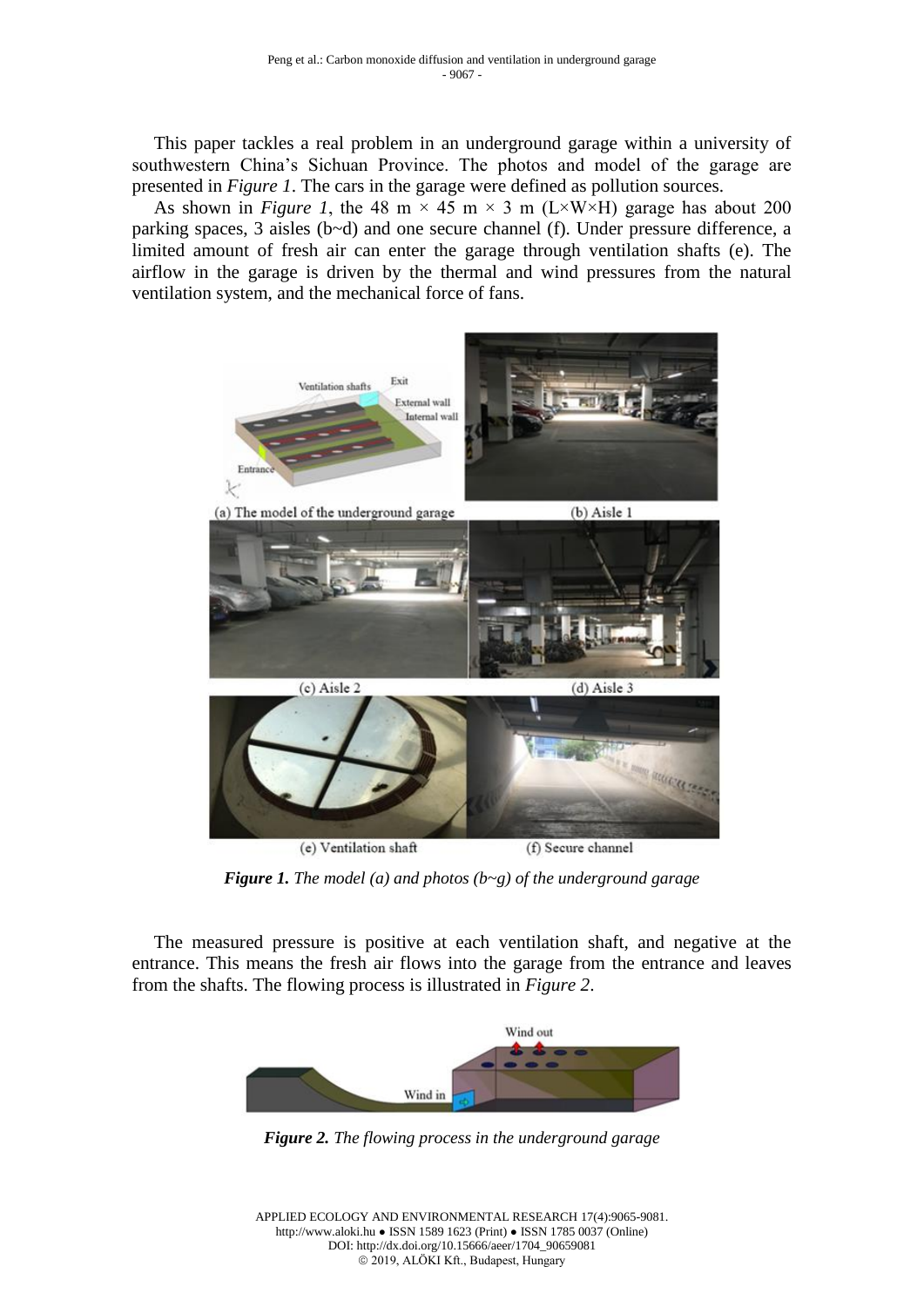This paper tackles a real problem in an underground garage within a university of southwestern China's Sichuan Province. The photos and model of the garage are presented in *Figure 1*. The cars in the garage were defined as pollution sources.

As shown in *Figure 1*, the 48 m × 45 m × 3 m (L×W×H) garage has about 200 parking spaces, 3 aisles (b~d) and one secure channel (f). Under pressure difference, a limited amount of fresh air can enter the garage through ventilation shafts (e). The airflow in the garage is driven by the thermal and wind pressures from the natural ventilation system, and the mechanical force of fans.

(a) The model of the underground garage (b) Aisle 1 (c) Aisle 2 (d) Aisle 3 (e) Ventilation shaft (f) Secure channel

***Figure 1.*** *The model (a) and photos (b~g) of the underground garage*

The measured pressure is positive at each ventilation shaft, and negative at the entrance. This means the fresh air flows into the garage from the entrance and leaves from the shafts. The flowing process is illustrated in *Figure 2*.

***Figure 2.*** *The flowing process in the underground garage*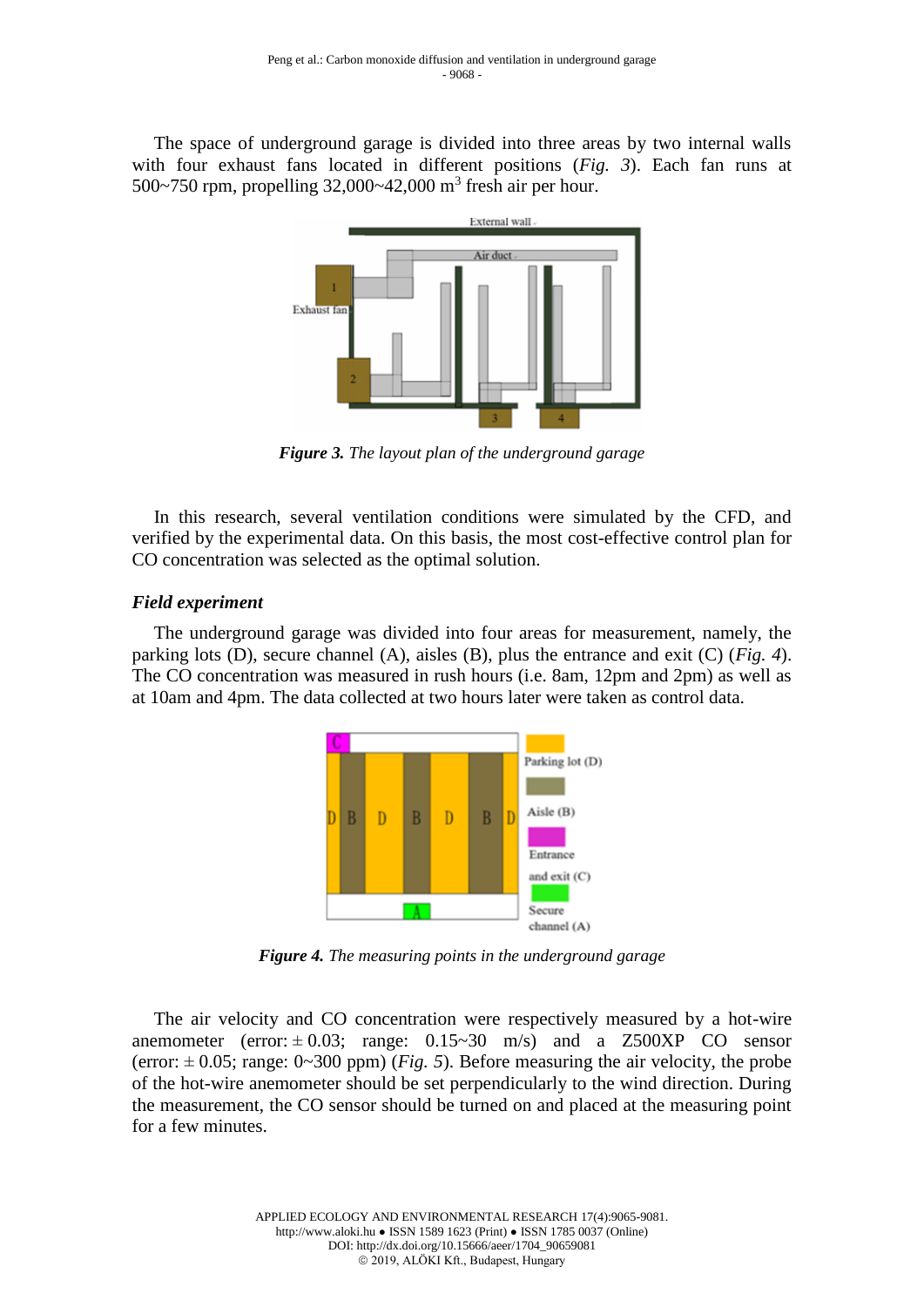The space of underground garage is divided into three areas by two internal walls with four exhaust fans located in different positions (*Fig. 3*). Each fan runs at 500~750 rpm, propelling 32,000~42,000 $m^3$ fresh air per hour.

***Figure 3.** The layout plan of the underground garage*

In this research, several ventilation conditions were simulated by the CFD, and verified by the experimental data. On this basis, the most cost-effective control plan for CO concentration was selected as the optimal solution.

### *Field experiment*

The underground garage was divided into four areas for measurement, namely, the parking lots (D), secure channel (A), aisles (B), plus the entrance and exit (C) (*Fig. 4*). The CO concentration was measured in rush hours (i.e. 8am, 12pm and 2pm) as well as at 10am and 4pm. The data collected at two hours later were taken as control data.

***Figure 4.** The measuring points in the underground garage*

The air velocity and CO concentration were respectively measured by a hot-wire anemometer (error: ± 0.03; range: 0.15~30 m/s) and a Z500XP CO sensor (error: ± 0.05; range: 0~300 ppm) (*Fig. 5*). Before measuring the air velocity, the probe of the hot-wire anemometer should be set perpendicularly to the wind direction. During the measurement, the CO sensor should be turned on and placed at the measuring point for a few minutes.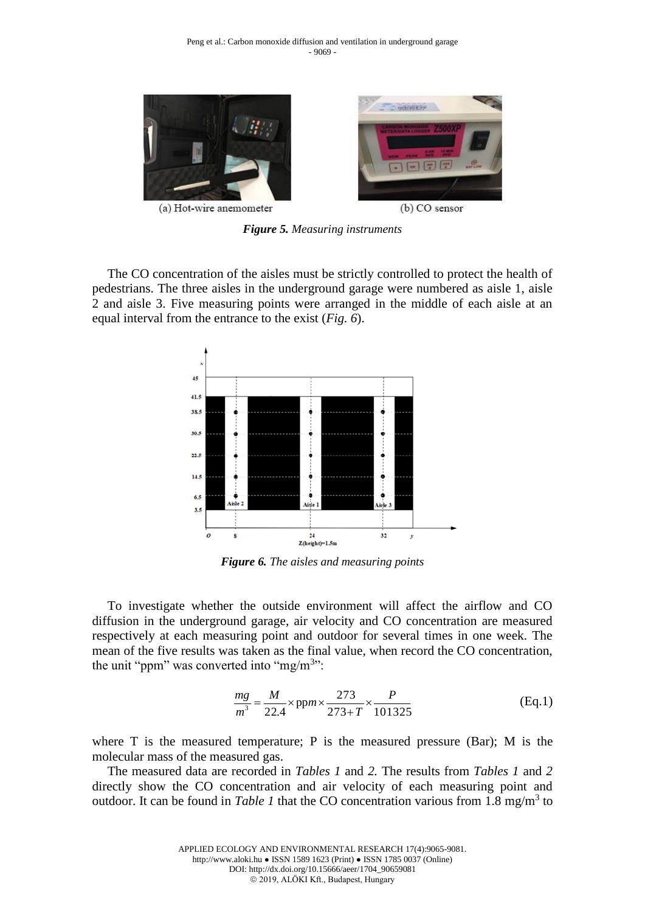(a) Hot-wire anemometer

(b) CO sensor

***Figure 5.*** *Measuring instruments*

The CO concentration of the aisles must be strictly controlled to protect the health of pedestrians. The three aisles in the underground garage were numbered as aisle 1, aisle 2 and aisle 3. Five measuring points were arranged in the middle of each aisle at an equal interval from the entrance to the exist (*Fig. 6*).

***Figure 6.*** *The aisles and measuring points*

To investigate whether the outside environment will affect the airflow and CO diffusion in the underground garage, air velocity and CO concentration are measured respectively at each measuring point and outdoor for several times in one week. The mean of the five results was taken as the final value, when record the CO concentration, the unit "ppm" was converted into "mg/m$^3$":

$$\frac{mg}{m^3} = \frac{M}{22.4} \times \text{pp}m \times \frac{273}{273+T} \times \frac{P}{101325} \tag{Eq.1}$$

where T is the measured temperature; P is the measured pressure (Bar); M is the molecular mass of the measured gas.

The measured data are recorded in *Tables 1* and *2.* The results from *Tables 1* and *2* directly show the CO concentration and air velocity of each measuring point and outdoor. It can be found in *Table 1* that the CO concentration various from 1.8 mg/m$^3$ to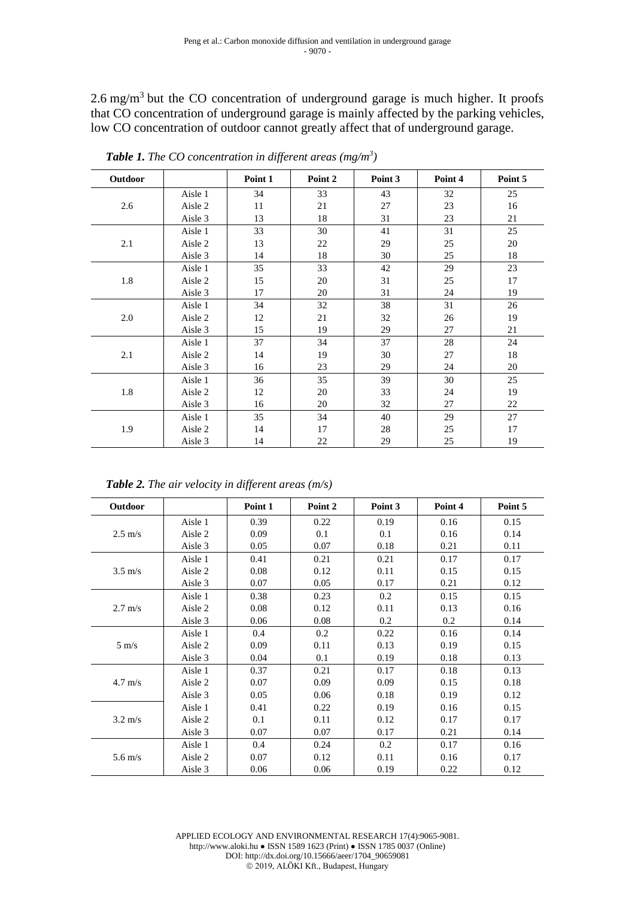2.6 mg/m$^3$ but the CO concentration of underground garage is much higher. It proofs that CO concentration of underground garage is mainly affected by the parking vehicles, low CO concentration of outdoor cannot greatly affect that of underground garage.

***Table 1.*** *The CO concentration in different areas (mg/m$^3$)*

| Outdoor | | Point 1 | Point 2 | Point 3 | Point 4 | Point 5 |
|---|---|---|---|---|---|---|
| 2.6 | Aisle 1 | 34 | 33 | 43 | 32 | 25 |
| | Aisle 2 | 11 | 21 | 27 | 23 | 16 |
| | Aisle 3 | 13 | 18 | 31 | 23 | 21 |
| 2.1 | Aisle 1 | 33 | 30 | 41 | 31 | 25 |
| | Aisle 2 | 13 | 22 | 29 | 25 | 20 |
| | Aisle 3 | 14 | 18 | 30 | 25 | 18 |
| 1.8 | Aisle 1 | 35 | 33 | 42 | 29 | 23 |
| | Aisle 2 | 15 | 20 | 31 | 25 | 17 |
| | Aisle 3 | 17 | 20 | 31 | 24 | 19 |
| 2.0 | Aisle 1 | 34 | 32 | 38 | 31 | 26 |
| | Aisle 2 | 12 | 21 | 32 | 26 | 19 |
| | Aisle 3 | 15 | 19 | 29 | 27 | 21 |
| 2.1 | Aisle 1 | 37 | 34 | 37 | 28 | 24 |
| | Aisle 2 | 14 | 19 | 30 | 27 | 18 |
| | Aisle 3 | 16 | 23 | 29 | 24 | 20 |
| 1.8 | Aisle 1 | 36 | 35 | 39 | 30 | 25 |
| | Aisle 2 | 12 | 20 | 33 | 24 | 19 |
| | Aisle 3 | 16 | 20 | 32 | 27 | 22 |
| 1.9 | Aisle 1 | 35 | 34 | 40 | 29 | 27 |
| | Aisle 2 | 14 | 17 | 28 | 25 | 17 |
| | Aisle 3 | 14 | 22 | 29 | 25 | 19 |

***Table 2.*** *The air velocity in different areas (m/s)*

| Outdoor | | Point 1 | Point 2 | Point 3 | Point 4 | Point 5 |
|---|---|---|---|---|---|---|
| 2.5 m/s | Aisle 1 | 0.39 | 0.22 | 0.19 | 0.16 | 0.15 |
| | Aisle 2 | 0.09 | 0.1 | 0.1 | 0.16 | 0.14 |
| | Aisle 3 | 0.05 | 0.07 | 0.18 | 0.21 | 0.11 |
| 3.5 m/s | Aisle 1 | 0.41 | 0.21 | 0.21 | 0.17 | 0.17 |
| | Aisle 2 | 0.08 | 0.12 | 0.11 | 0.15 | 0.15 |
| | Aisle 3 | 0.07 | 0.05 | 0.17 | 0.21 | 0.12 |
| 2.7 m/s | Aisle 1 | 0.38 | 0.23 | 0.2 | 0.15 | 0.15 |
| | Aisle 2 | 0.08 | 0.12 | 0.11 | 0.13 | 0.16 |
| | Aisle 3 | 0.06 | 0.08 | 0.2 | 0.2 | 0.14 |
| 5 m/s | Aisle 1 | 0.4 | 0.2 | 0.22 | 0.16 | 0.14 |
| | Aisle 2 | 0.09 | 0.11 | 0.13 | 0.19 | 0.15 |
| | Aisle 3 | 0.04 | 0.1 | 0.19 | 0.18 | 0.13 |
| 4.7 m/s | Aisle 1 | 0.37 | 0.21 | 0.17 | 0.18 | 0.13 |
| | Aisle 2 | 0.07 | 0.09 | 0.09 | 0.15 | 0.18 |
| | Aisle 3 | 0.05 | 0.06 | 0.18 | 0.19 | 0.12 |
| 3.2 m/s | Aisle 1 | 0.41 | 0.22 | 0.19 | 0.16 | 0.15 |
| | Aisle 2 | 0.1 | 0.11 | 0.12 | 0.17 | 0.17 |
| | Aisle 3 | 0.07 | 0.07 | 0.17 | 0.21 | 0.14 |
| 5.6 m/s | Aisle 1 | 0.4 | 0.24 | 0.2 | 0.17 | 0.16 |
| | Aisle 2 | 0.07 | 0.12 | 0.11 | 0.16 | 0.17 |
| | Aisle 3 | 0.06 | 0.06 | 0.19 | 0.22 | 0.12 |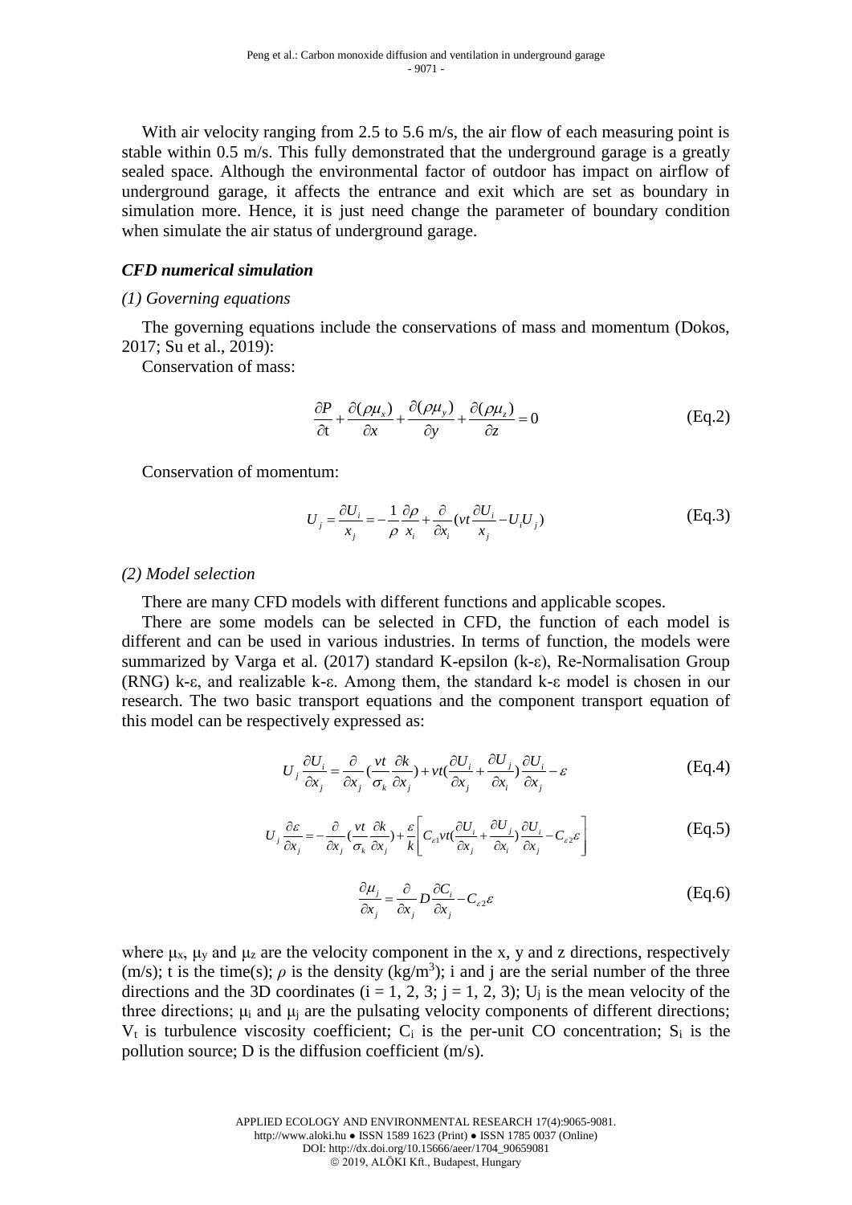With air velocity ranging from 2.5 to 5.6 m/s, the air flow of each measuring point is stable within 0.5 m/s. This fully demonstrated that the underground garage is a greatly sealed space. Although the environmental factor of outdoor has impact on airflow of underground garage, it affects the entrance and exit which are set as boundary in simulation more. Hence, it is just need change the parameter of boundary condition when simulate the air status of underground garage.

### *CFD numerical simulation*

*(1) Governing equations*

The governing equations include the conservations of mass and momentum (Dokos, 2017; Su et al., 2019):

Conservation of mass:

$$\frac{\partial P}{\partial \mathrm{t}}+\frac{\partial(\rho\mu_x)}{\partial x}+\frac{\partial(\rho\mu_y)}{\partial y}+\frac{\partial(\rho\mu_z)}{\partial z}=0 \quad \text{(Eq.2)}$$

Conservation of momentum:

$$U_j=\frac{\partial U_i}{x_j}=-\frac{1}{\rho}\frac{\partial\rho}{x_i}+\frac{\partial}{\partial x_i}(vt\frac{\partial U_i}{x_j}-U_iU_j) \quad \text{(Eq.3)}$$

*(2) Model selection*

There are many CFD models with different functions and applicable scopes.

There are some models can be selected in CFD, the function of each model is different and can be used in various industries. In terms of function, the models were summarized by Varga et al. (2017) standard K-epsilon (k-ε), Re-Normalisation Group (RNG) k-ε, and realizable k-ε. Among them, the standard k-ε model is chosen in our research. The two basic transport equations and the component transport equation of this model can be respectively expressed as:

$$U_j\frac{\partial U_i}{\partial x_j}=\frac{\partial}{\partial x_j}(\frac{vt}{\sigma_k}\frac{\partial k}{\partial x_j})+vt(\frac{\partial U_i}{\partial x_j}+\frac{\partial U_j}{\partial x_i})\frac{\partial U_i}{\partial x_j}-\varepsilon \quad \text{(Eq.4)}$$

$$U_j\frac{\partial\varepsilon}{\partial x_j}=-\frac{\partial}{\partial x_j}(\frac{vt}{\sigma_k}\frac{\partial k}{\partial x_j})+\frac{\varepsilon}{k}\left[C_{\varepsilon1}vt(\frac{\partial U_i}{\partial x_j}+\frac{\partial U_j}{\partial x_i})\frac{\partial U_i}{\partial x_j}-C_{\varepsilon2}\varepsilon\right] \quad \text{(Eq.5)}$$

$$\frac{\partial\mu_j}{\partial x_j}=\frac{\partial}{\partial x_j}D\frac{\partial C_i}{\partial x_j}-C_{\varepsilon2}\varepsilon \quad \text{(Eq.6)}$$

where $\mu_x$, $\mu_y$ and $\mu_z$ are the velocity component in the x, y and z directions, respectively (m/s); t is the time(s); $\rho$ is the density (kg/m$^3$); i and j are the serial number of the three directions and the 3D coordinates (i = 1, 2, 3; j = 1, 2, 3); $U_j$ is the mean velocity of the three directions; $\mu_i$ and $\mu_j$ are the pulsating velocity components of different directions; $V_t$ is turbulence viscosity coefficient; $C_i$ is the per-unit CO concentration; $S_i$ is the pollution source; D is the diffusion coefficient (m/s).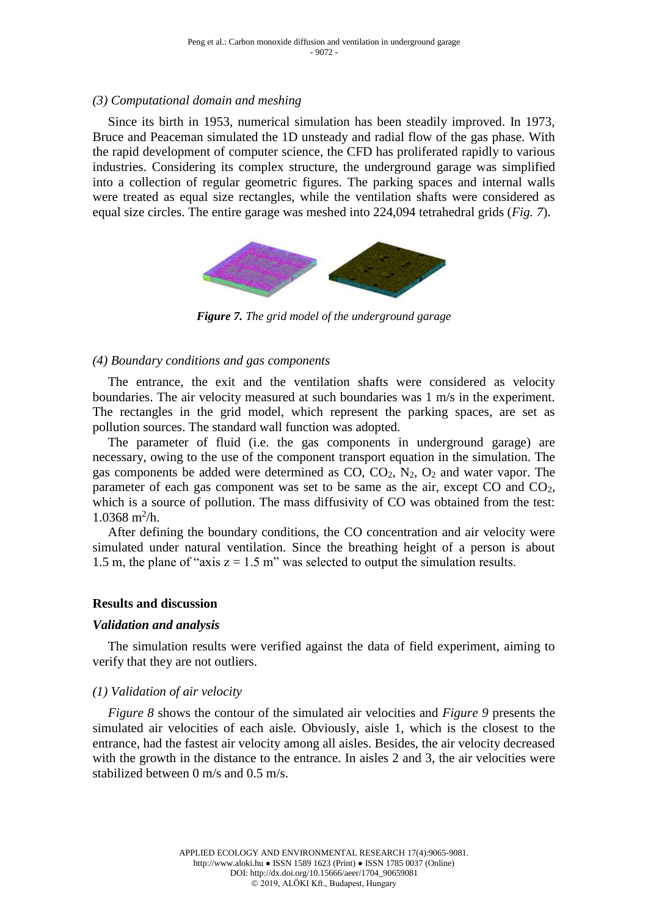*(3) Computational domain and meshing*

Since its birth in 1953, numerical simulation has been steadily improved. In 1973, Bruce and Peaceman simulated the 1D unsteady and radial flow of the gas phase. With the rapid development of computer science, the CFD has proliferated rapidly to various industries. Considering its complex structure, the underground garage was simplified into a collection of regular geometric figures. The parking spaces and internal walls were treated as equal size rectangles, while the ventilation shafts were considered as equal size circles. The entire garage was meshed into 224,094 tetrahedral grids (*Fig. 7*).

***Figure 7.*** *The grid model of the underground garage*

*(4) Boundary conditions and gas components*

The entrance, the exit and the ventilation shafts were considered as velocity boundaries. The air velocity measured at such boundaries was 1 m/s in the experiment. The rectangles in the grid model, which represent the parking spaces, are set as pollution sources. The standard wall function was adopted.

The parameter of fluid (i.e. the gas components in underground garage) are necessary, owing to the use of the component transport equation in the simulation. The gas components be added were determined as CO, $CO_2$, $N_2$, $O_2$ and water vapor. The parameter of each gas component was set to be same as the air, except CO and $CO_2$, which is a source of pollution. The mass diffusivity of CO was obtained from the test: $1.0368\ m^2/h$.

After defining the boundary conditions, the CO concentration and air velocity were simulated under natural ventilation. Since the breathing height of a person is about 1.5 m, the plane of "axis z = 1.5 m" was selected to output the simulation results.

## Results and discussion

### *Validation and analysis*

The simulation results were verified against the data of field experiment, aiming to verify that they are not outliers.

*(1) Validation of air velocity*

*Figure 8* shows the contour of the simulated air velocities and *Figure 9* presents the simulated air velocities of each aisle. Obviously, aisle 1, which is the closest to the entrance, had the fastest air velocity among all aisles. Besides, the air velocity decreased with the growth in the distance to the entrance. In aisles 2 and 3, the air velocities were stabilized between 0 m/s and 0.5 m/s.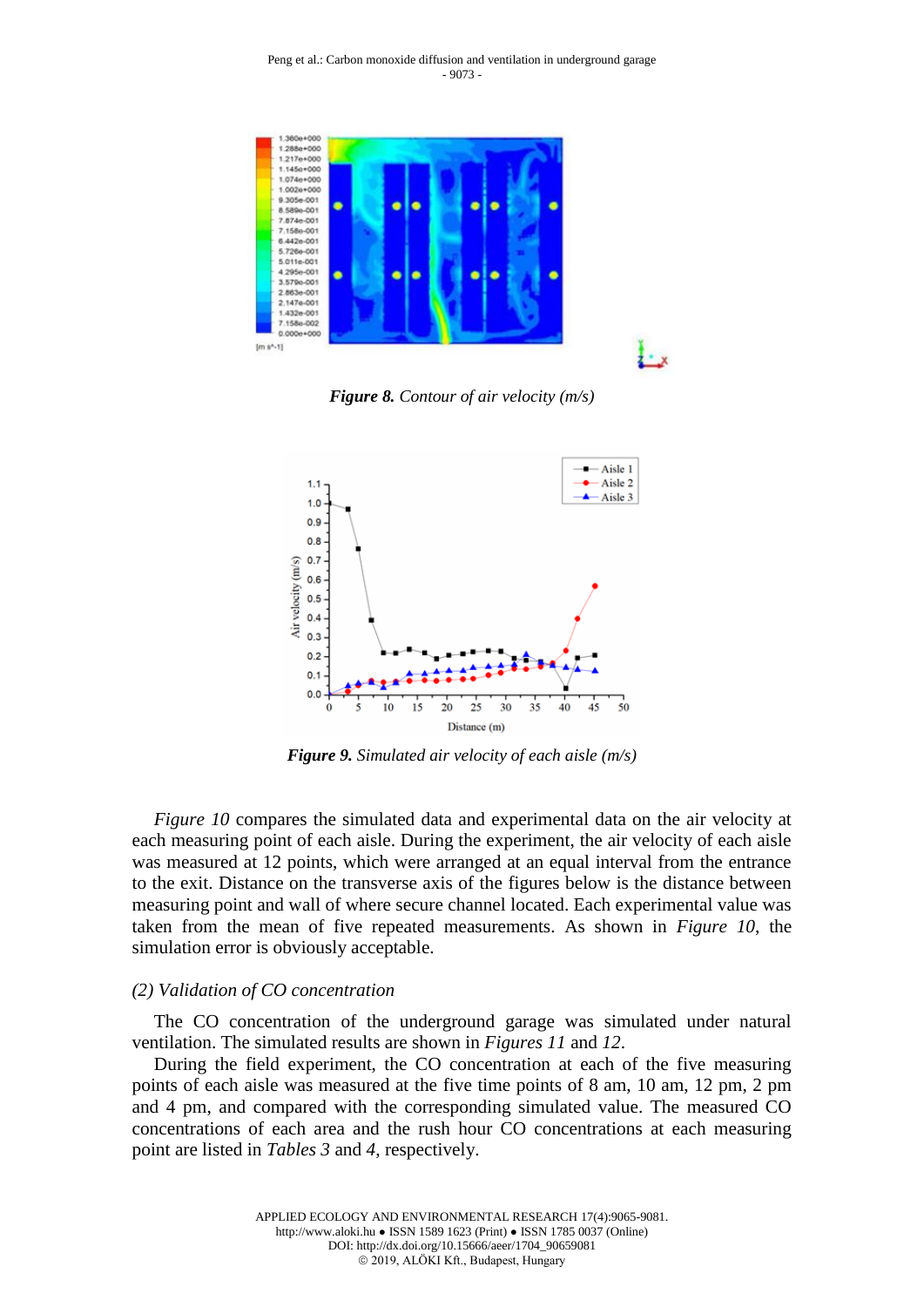*Figure 8. Contour of air velocity (m/s)*

*Figure 9. Simulated air velocity of each aisle (m/s)*

*Figure 10* compares the simulated data and experimental data on the air velocity at each measuring point of each aisle. During the experiment, the air velocity of each aisle was measured at 12 points, which were arranged at an equal interval from the entrance to the exit. Distance on the transverse axis of the figures below is the distance between measuring point and wall of where secure channel located. Each experimental value was taken from the mean of five repeated measurements. As shown in *Figure 10*, the simulation error is obviously acceptable.

*(2) Validation of CO concentration*

The CO concentration of the underground garage was simulated under natural ventilation. The simulated results are shown in *Figures 11* and *12*.

During the field experiment, the CO concentration at each of the five measuring points of each aisle was measured at the five time points of 8 am, 10 am, 12 pm, 2 pm and 4 pm, and compared with the corresponding simulated value. The measured CO concentrations of each area and the rush hour CO concentrations at each measuring point are listed in *Tables 3* and *4*, respectively.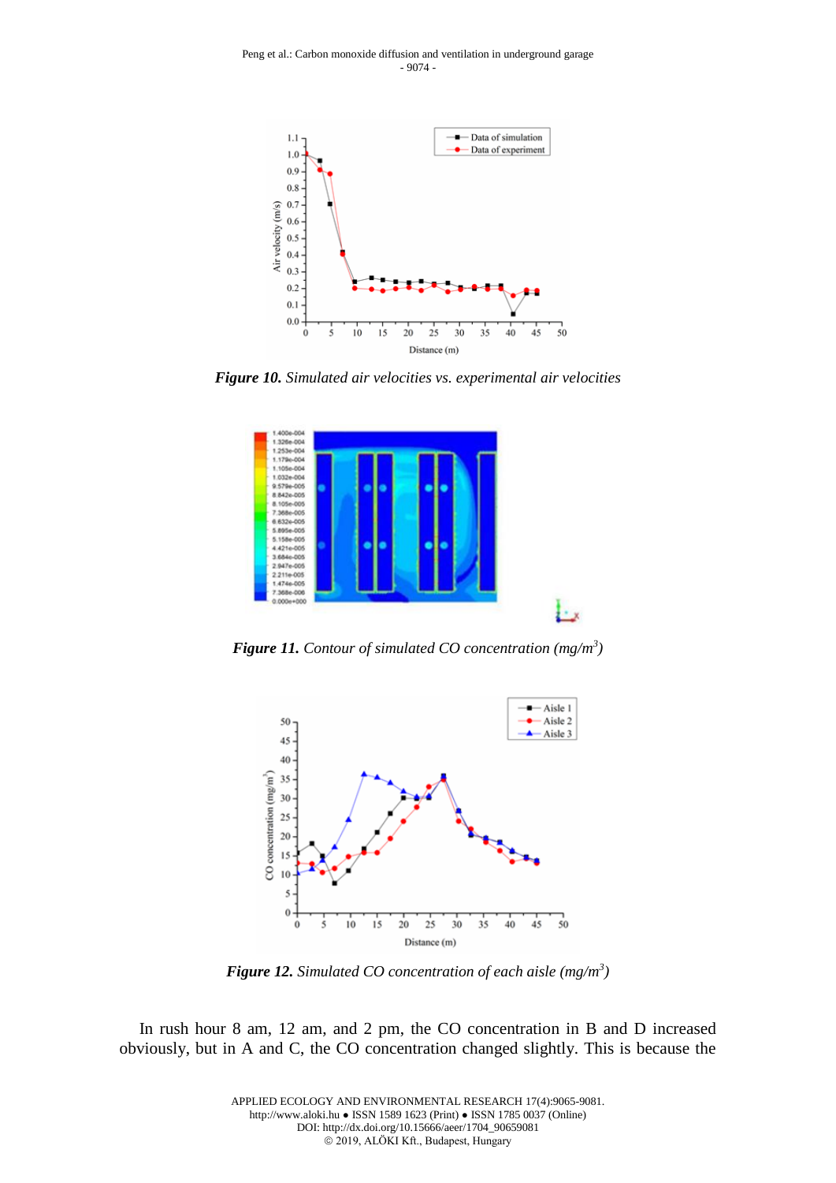*Figure 10.* *Simulated air velocities vs. experimental air velocities*

*Figure 11.* *Contour of simulated CO concentration (mg/m$^3$)*

*Figure 12.* *Simulated CO concentration of each aisle (mg/m$^3$)*

In rush hour 8 am, 12 am, and 2 pm, the CO concentration in B and D increased obviously, but in A and C, the CO concentration changed slightly. This is because the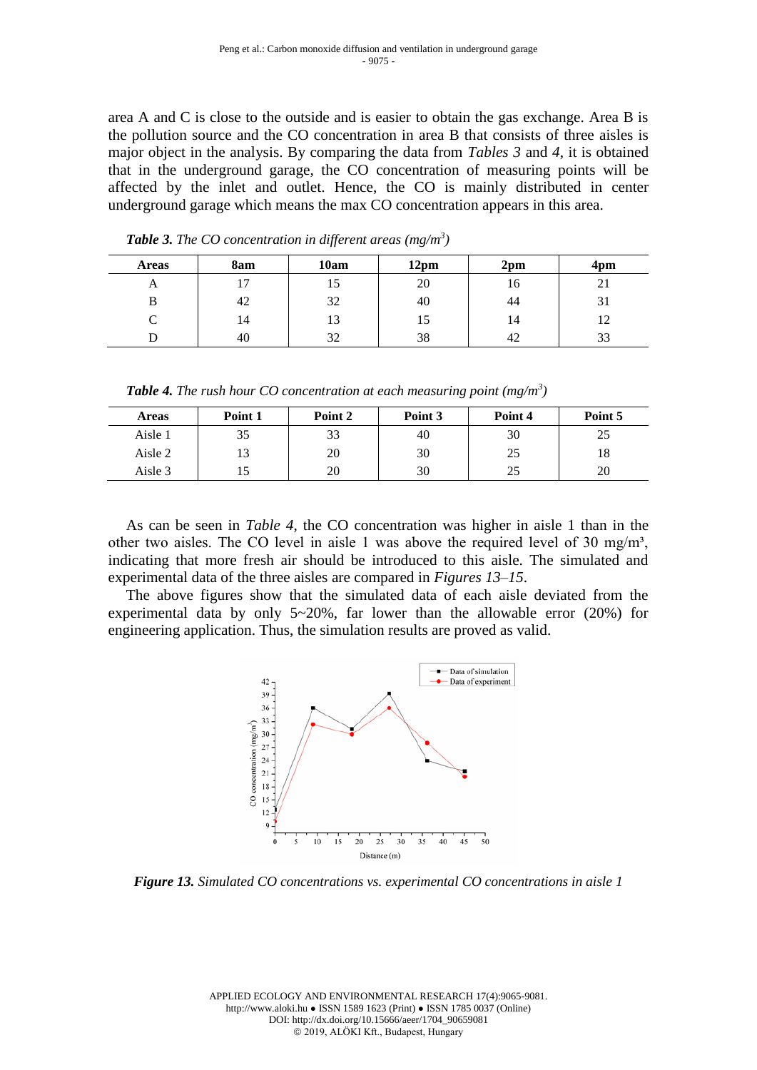area A and C is close to the outside and is easier to obtain the gas exchange. Area B is the pollution source and the CO concentration in area B that consists of three aisles is major object in the analysis. By comparing the data from *Tables 3* and *4*, it is obtained that in the underground garage, the CO concentration of measuring points will be affected by the inlet and outlet. Hence, the CO is mainly distributed in center underground garage which means the max CO concentration appears in this area.

***Table 3.*** *The CO concentration in different areas (mg/m$^3$)*

| Areas | 8am | 10am | 12pm | 2pm | 4pm |
|---|---|---|---|---|---|
| A | 17 | 15 | 20 | 16 | 21 |
| B | 42 | 32 | 40 | 44 | 31 |
| C | 14 | 13 | 15 | 14 | 12 |
| D | 40 | 32 | 38 | 42 | 33 |

***Table 4.*** *The rush hour CO concentration at each measuring point (mg/m$^3$)*

| Areas | Point 1 | Point 2 | Point 3 | Point 4 | Point 5 |
|---|---|---|---|---|---|
| Aisle 1 | 35 | 33 | 40 | 30 | 25 |
| Aisle 2 | 13 | 20 | 30 | 25 | 18 |
| Aisle 3 | 15 | 20 | 30 | 25 | 20 |

As can be seen in *Table 4*, the CO concentration was higher in aisle 1 than in the other two aisles. The CO level in aisle 1 was above the required level of 30 mg/m³, indicating that more fresh air should be introduced to this aisle. The simulated and experimental data of the three aisles are compared in *Figures 13–15*.

The above figures show that the simulated data of each aisle deviated from the experimental data by only 5~20%, far lower than the allowable error (20%) for engineering application. Thus, the simulation results are proved as valid.

***Figure 13.*** *Simulated CO concentrations vs. experimental CO concentrations in aisle 1*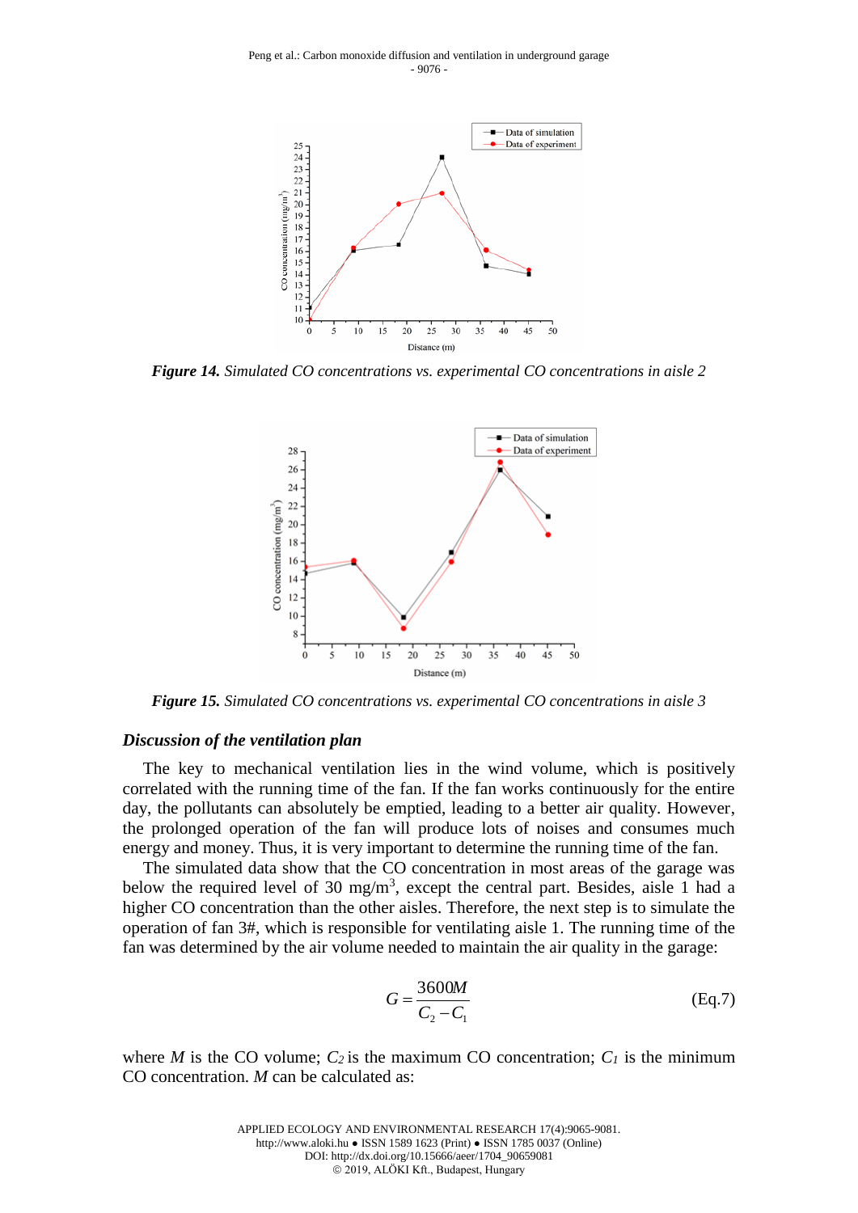*Figure 14. Simulated CO concentrations vs. experimental CO concentrations in aisle 2*

*Figure 15. Simulated CO concentrations vs. experimental CO concentrations in aisle 3*

### *Discussion of the ventilation plan*

The key to mechanical ventilation lies in the wind volume, which is positively correlated with the running time of the fan. If the fan works continuously for the entire day, the pollutants can absolutely be emptied, leading to a better air quality. However, the prolonged operation of the fan will produce lots of noises and consumes much energy and money. Thus, it is very important to determine the running time of the fan.

The simulated data show that the CO concentration in most areas of the garage was below the required level of 30 mg/m$^3$, except the central part. Besides, aisle 1 had a higher CO concentration than the other aisles. Therefore, the next step is to simulate the operation of fan 3#, which is responsible for ventilating aisle 1. The running time of the fan was determined by the air volume needed to maintain the air quality in the garage:

$$G = \frac{3600M}{C_2 - C_1} \tag{Eq.7}$$

where $M$ is the CO volume; $C_2$ is the maximum CO concentration; $C_1$ is the minimum CO concentration. $M$ can be calculated as: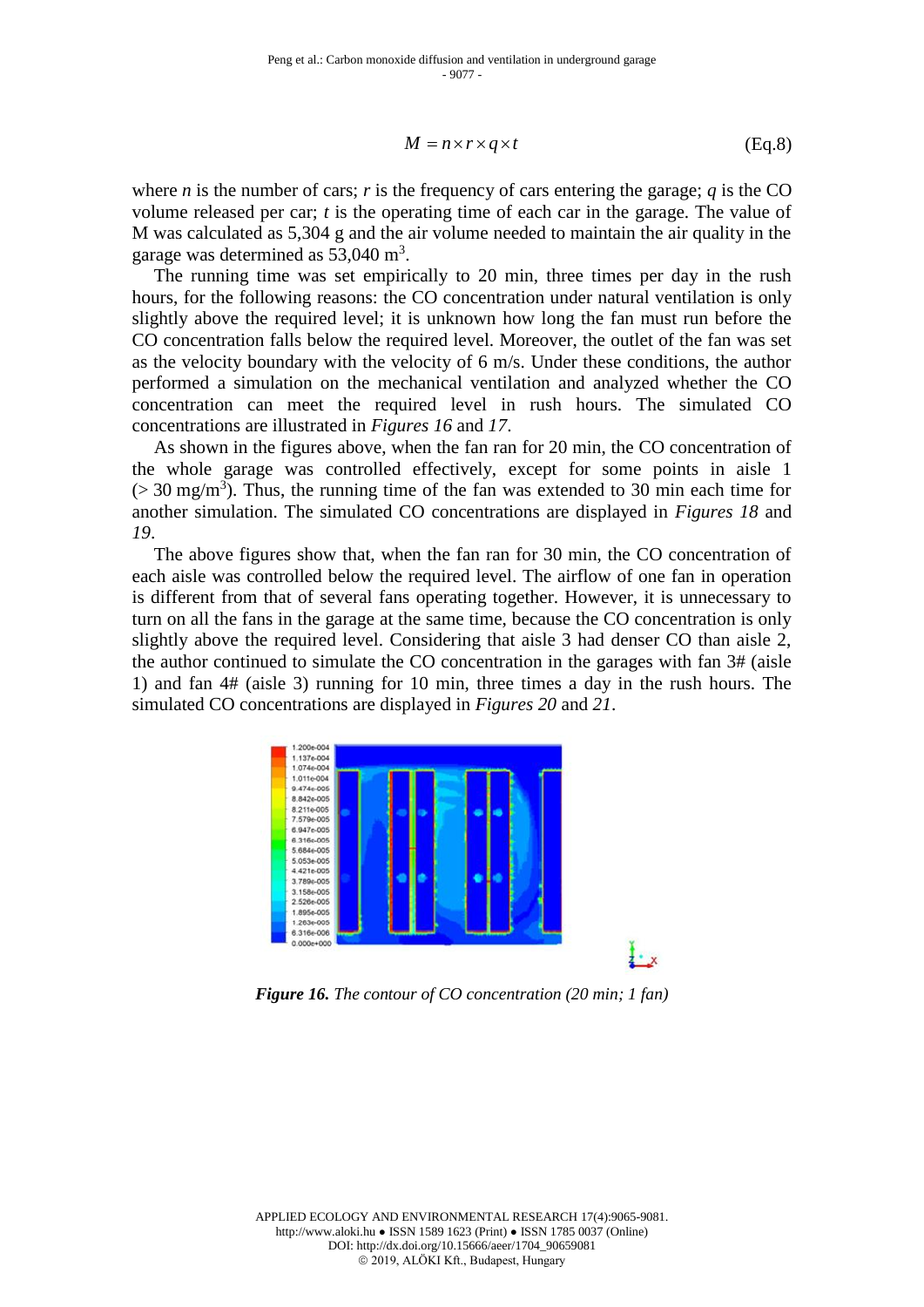$$M = n \times r \times q \times t \tag{Eq.8}$$

where $n$ is the number of cars; $r$ is the frequency of cars entering the garage; $q$ is the CO volume released per car; $t$ is the operating time of each car in the garage. The value of M was calculated as 5,304 g and the air volume needed to maintain the air quality in the garage was determined as 53,040 $m^3$.

The running time was set empirically to 20 min, three times per day in the rush hours, for the following reasons: the CO concentration under natural ventilation is only slightly above the required level; it is unknown how long the fan must run before the CO concentration falls below the required level. Moreover, the outlet of the fan was set as the velocity boundary with the velocity of 6 m/s. Under these conditions, the author performed a simulation on the mechanical ventilation and analyzed whether the CO concentration can meet the required level in rush hours. The simulated CO concentrations are illustrated in *Figures 16* and *17*.

As shown in the figures above, when the fan ran for 20 min, the CO concentration of the whole garage was controlled effectively, except for some points in aisle 1 (> 30 mg/$m^3$). Thus, the running time of the fan was extended to 30 min each time for another simulation. The simulated CO concentrations are displayed in *Figures 18* and *19*.

The above figures show that, when the fan ran for 30 min, the CO concentration of each aisle was controlled below the required level. The airflow of one fan in operation is different from that of several fans operating together. However, it is unnecessary to turn on all the fans in the garage at the same time, because the CO concentration is only slightly above the required level. Considering that aisle 3 had denser CO than aisle 2, the author continued to simulate the CO concentration in the garages with fan 3# (aisle 1) and fan 4# (aisle 3) running for 10 min, three times a day in the rush hours. The simulated CO concentrations are displayed in *Figures 20* and *21*.

***Figure 16.*** *The contour of CO concentration (20 min; 1 fan)*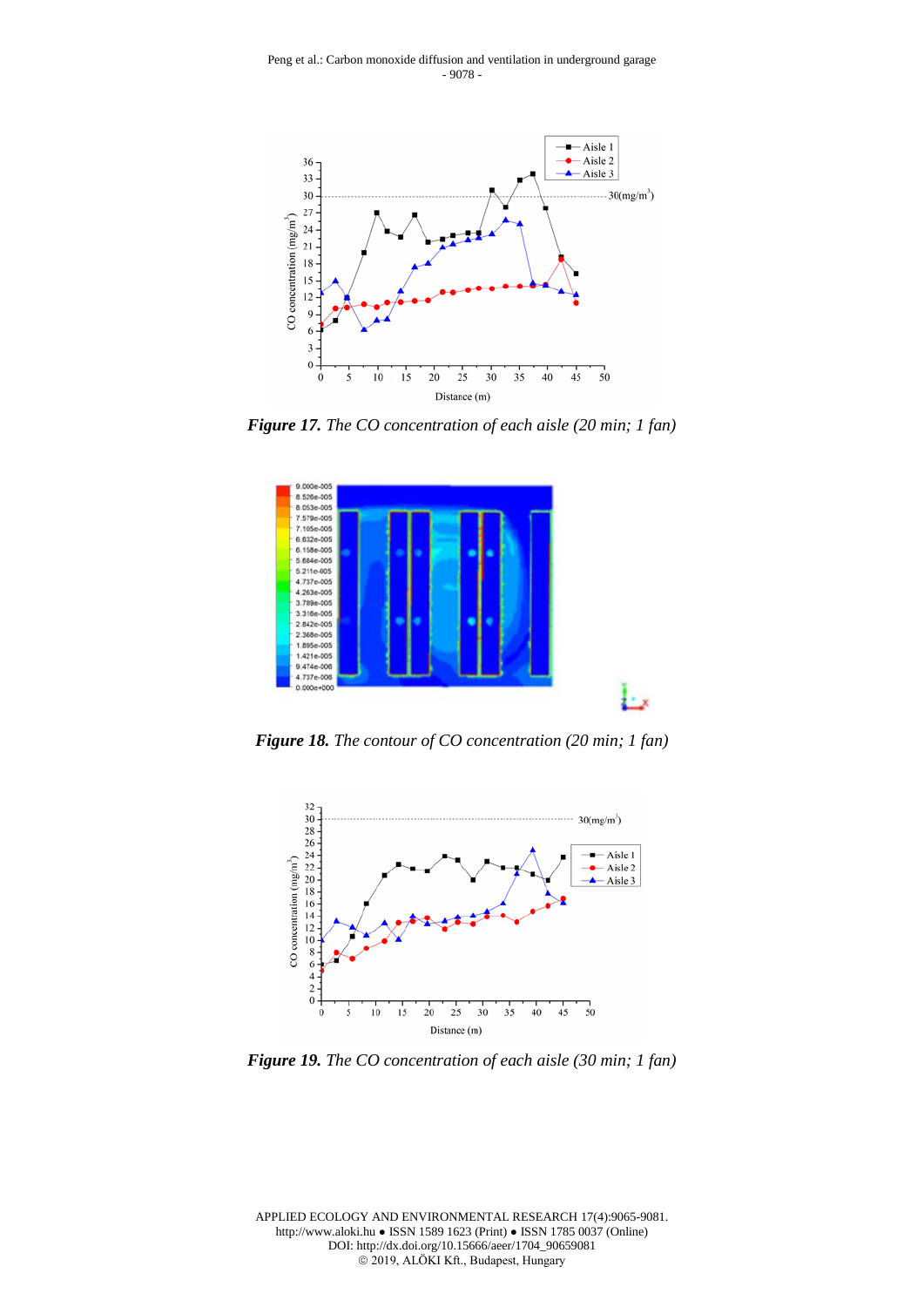***Figure 17.** The CO concentration of each aisle (20 min; 1 fan)*

***Figure 18.** The contour of CO concentration (20 min; 1 fan)*

***Figure 19.** The CO concentration of each aisle (30 min; 1 fan)*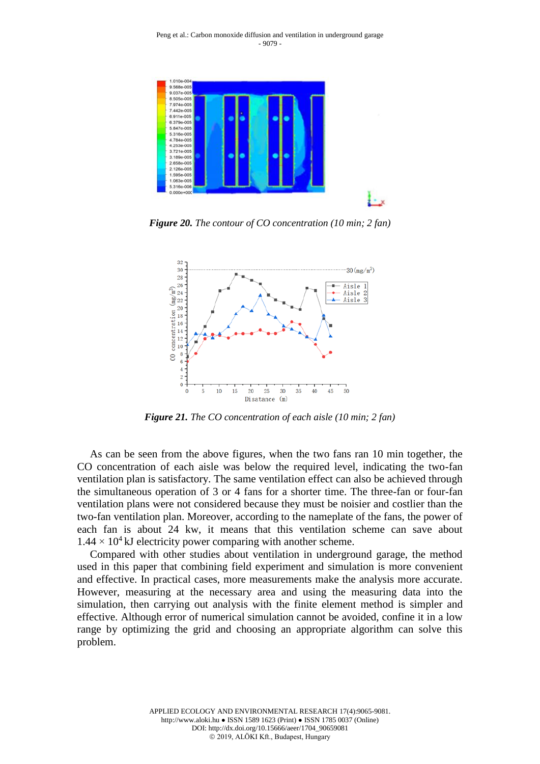***Figure 20.*** *The contour of CO concentration (10 min; 2 fan)*

***Figure 21.*** *The CO concentration of each aisle (10 min; 2 fan)*

As can be seen from the above figures, when the two fans ran 10 min together, the CO concentration of each aisle was below the required level, indicating the two-fan ventilation plan is satisfactory. The same ventilation effect can also be achieved through the simultaneous operation of 3 or 4 fans for a shorter time. The three-fan or four-fan ventilation plans were not considered because they must be noisier and costlier than the two-fan ventilation plan. Moreover, according to the nameplate of the fans, the power of each fan is about 24 kw, it means that this ventilation scheme can save about $1.44 \times 10^4$ kJ electricity power comparing with another scheme.

Compared with other studies about ventilation in underground garage, the method used in this paper that combining field experiment and simulation is more convenient and effective. In practical cases, more measurements make the analysis more accurate. However, measuring at the necessary area and using the measuring data into the simulation, then carrying out analysis with the finite element method is simpler and effective. Although error of numerical simulation cannot be avoided, confine it in a low range by optimizing the grid and choosing an appropriate algorithm can solve this problem.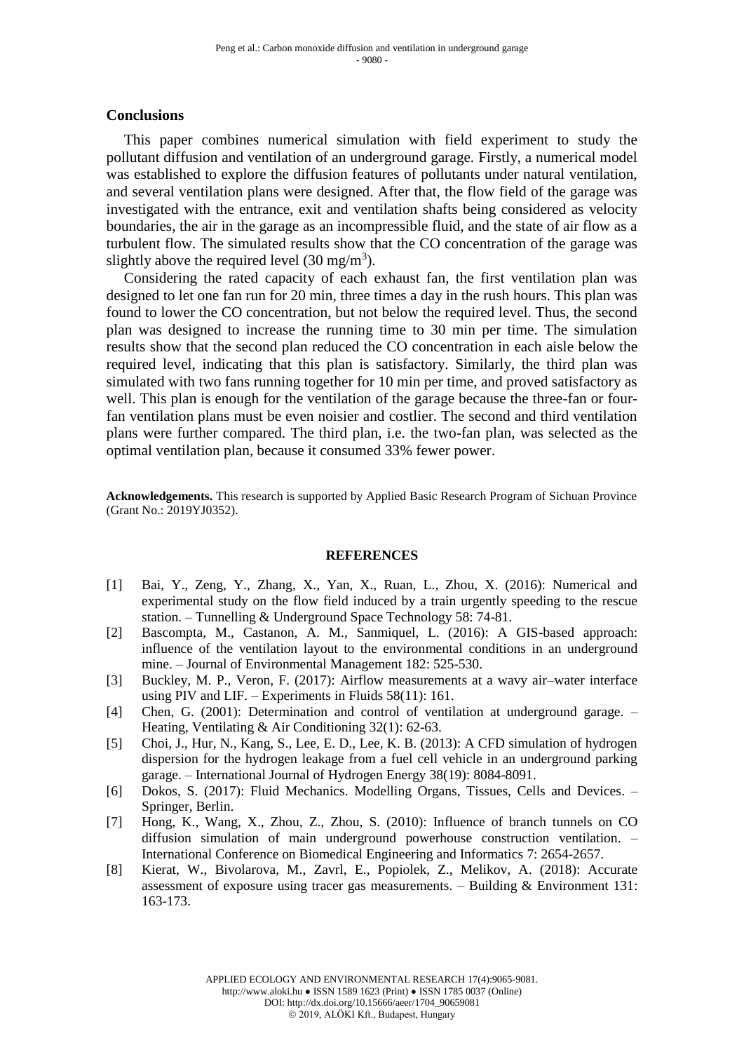## Conclusions

This paper combines numerical simulation with field experiment to study the pollutant diffusion and ventilation of an underground garage. Firstly, a numerical model was established to explore the diffusion features of pollutants under natural ventilation, and several ventilation plans were designed. After that, the flow field of the garage was investigated with the entrance, exit and ventilation shafts being considered as velocity boundaries, the air in the garage as an incompressible fluid, and the state of air flow as a turbulent flow. The simulated results show that the CO concentration of the garage was slightly above the required level (30 mg/m$^3$).

Considering the rated capacity of each exhaust fan, the first ventilation plan was designed to let one fan run for 20 min, three times a day in the rush hours. This plan was found to lower the CO concentration, but not below the required level. Thus, the second plan was designed to increase the running time to 30 min per time. The simulation results show that the second plan reduced the CO concentration in each aisle below the required level, indicating that this plan is satisfactory. Similarly, the third plan was simulated with two fans running together for 10 min per time, and proved satisfactory as well. This plan is enough for the ventilation of the garage because the three-fan or four-fan ventilation plans must be even noisier and costlier. The second and third ventilation plans were further compared. The third plan, i.e. the two-fan plan, was selected as the optimal ventilation plan, because it consumed 33% fewer power.

**Acknowledgements.** This research is supported by Applied Basic Research Program of Sichuan Province (Grant No.: 2019YJ0352).

## REFERENCES

[1] Bai, Y., Zeng, Y., Zhang, X., Yan, X., Ruan, L., Zhou, X. (2016): Numerical and experimental study on the flow field induced by a train urgently speeding to the rescue station. – Tunnelling & Underground Space Technology 58: 74-81.

[2] Bascompta, M., Castanon, A. M., Sanmiquel, L. (2016): A GIS-based approach: influence of the ventilation layout to the environmental conditions in an underground mine. – Journal of Environmental Management 182: 525-530.

[3] Buckley, M. P., Veron, F. (2017): Airflow measurements at a wavy air–water interface using PIV and LIF. – Experiments in Fluids 58(11): 161.

[4] Chen, G. (2001): Determination and control of ventilation at underground garage. – Heating, Ventilating & Air Conditioning 32(1): 62-63.

[5] Choi, J., Hur, N., Kang, S., Lee, E. D., Lee, K. B. (2013): A CFD simulation of hydrogen dispersion for the hydrogen leakage from a fuel cell vehicle in an underground parking garage. – International Journal of Hydrogen Energy 38(19): 8084-8091.

[6] Dokos, S. (2017): Fluid Mechanics. Modelling Organs, Tissues, Cells and Devices. – Springer, Berlin.

[7] Hong, K., Wang, X., Zhou, Z., Zhou, S. (2010): Influence of branch tunnels on CO diffusion simulation of main underground powerhouse construction ventilation. – International Conference on Biomedical Engineering and Informatics 7: 2654-2657.

[8] Kierat, W., Bivolarova, M., Zavrl, E., Popiolek, Z., Melikov, A. (2018): Accurate assessment of exposure using tracer gas measurements. – Building & Environment 131: 163-173.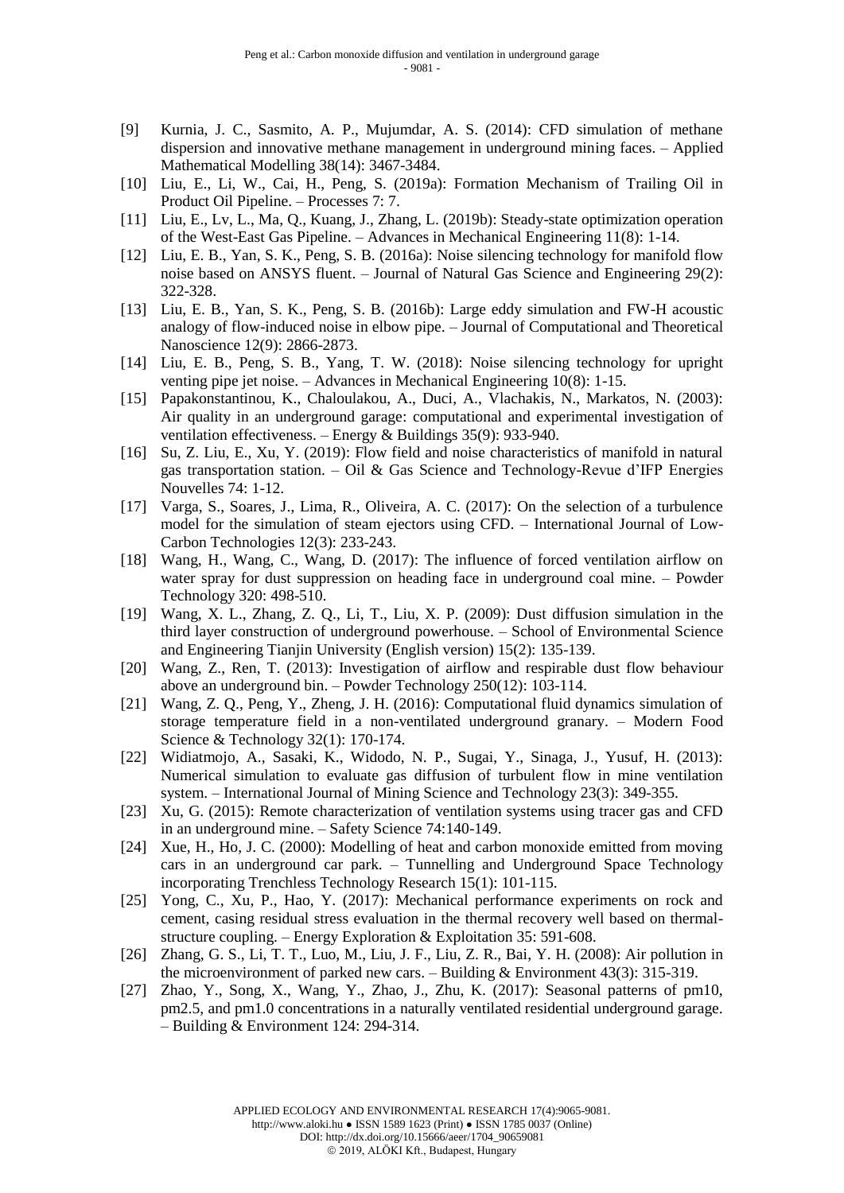[9] Kurnia, J. C., Sasmito, A. P., Mujumdar, A. S. (2014): CFD simulation of methane dispersion and innovative methane management in underground mining faces. – Applied Mathematical Modelling 38(14): 3467-3484.

[10] Liu, E., Li, W., Cai, H., Peng, S. (2019a): Formation Mechanism of Trailing Oil in Product Oil Pipeline. – Processes 7: 7.

[11] Liu, E., Lv, L., Ma, Q., Kuang, J., Zhang, L. (2019b): Steady-state optimization operation of the West-East Gas Pipeline. – Advances in Mechanical Engineering 11(8): 1-14.

[12] Liu, E. B., Yan, S. K., Peng, S. B. (2016a): Noise silencing technology for manifold flow noise based on ANSYS fluent. – Journal of Natural Gas Science and Engineering 29(2): 322-328.

[13] Liu, E. B., Yan, S. K., Peng, S. B. (2016b): Large eddy simulation and FW-H acoustic analogy of flow-induced noise in elbow pipe. – Journal of Computational and Theoretical Nanoscience 12(9): 2866-2873.

[14] Liu, E. B., Peng, S. B., Yang, T. W. (2018): Noise silencing technology for upright venting pipe jet noise. – Advances in Mechanical Engineering 10(8): 1-15.

[15] Papakonstantinou, K., Chaloulakou, A., Duci, A., Vlachakis, N., Markatos, N. (2003): Air quality in an underground garage: computational and experimental investigation of ventilation effectiveness. – Energy & Buildings 35(9): 933-940.

[16] Su, Z. Liu, E., Xu, Y. (2019): Flow field and noise characteristics of manifold in natural gas transportation station. – Oil & Gas Science and Technology-Revue d'IFP Energies Nouvelles 74: 1-12.

[17] Varga, S., Soares, J., Lima, R., Oliveira, A. C. (2017): On the selection of a turbulence model for the simulation of steam ejectors using CFD. – International Journal of Low-Carbon Technologies 12(3): 233-243.

[18] Wang, H., Wang, C., Wang, D. (2017): The influence of forced ventilation airflow on water spray for dust suppression on heading face in underground coal mine. – Powder Technology 320: 498-510.

[19] Wang, X. L., Zhang, Z. Q., Li, T., Liu, X. P. (2009): Dust diffusion simulation in the third layer construction of underground powerhouse. – School of Environmental Science and Engineering Tianjin University (English version) 15(2): 135-139.

[20] Wang, Z., Ren, T. (2013): Investigation of airflow and respirable dust flow behaviour above an underground bin. – Powder Technology 250(12): 103-114.

[21] Wang, Z. Q., Peng, Y., Zheng, J. H. (2016): Computational fluid dynamics simulation of storage temperature field in a non-ventilated underground granary. – Modern Food Science & Technology 32(1): 170-174.

[22] Widiatmojo, A., Sasaki, K., Widodo, N. P., Sugai, Y., Sinaga, J., Yusuf, H. (2013): Numerical simulation to evaluate gas diffusion of turbulent flow in mine ventilation system. – International Journal of Mining Science and Technology 23(3): 349-355.

[23] Xu, G. (2015): Remote characterization of ventilation systems using tracer gas and CFD in an underground mine. – Safety Science 74:140-149.

[24] Xue, H., Ho, J. C. (2000): Modelling of heat and carbon monoxide emitted from moving cars in an underground car park. – Tunnelling and Underground Space Technology incorporating Trenchless Technology Research 15(1): 101-115.

[25] Yong, C., Xu, P., Hao, Y. (2017): Mechanical performance experiments on rock and cement, casing residual stress evaluation in the thermal recovery well based on thermal-structure coupling. – Energy Exploration & Exploitation 35: 591-608.

[26] Zhang, G. S., Li, T. T., Luo, M., Liu, J. F., Liu, Z. R., Bai, Y. H. (2008): Air pollution in the microenvironment of parked new cars. – Building & Environment 43(3): 315-319.

[27] Zhao, Y., Song, X., Wang, Y., Zhao, J., Zhu, K. (2017): Seasonal patterns of pm10, pm2.5, and pm1.0 concentrations in a naturally ventilated residential underground garage. – Building & Environment 124: 294-314.